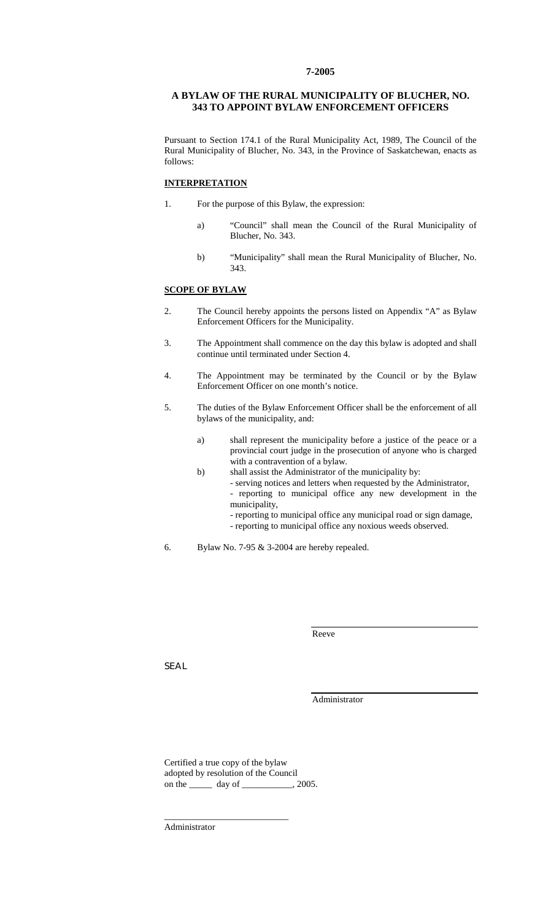**7-2005**

## A BYLAW OF THE RURAL MUNICIPALITY OF BLUCHER, NO. 343 TO APPOINT BYLAW ENFORCEMENT OFFICERS

Pursuant to Section 174.1 of the Rural Municipality Act, 1989, The Council of the Rural Municipality of Blucher, No. 343, in the Province of Saskatchewan, enacts as follows:

### INTERPRETATION

1. For the purpose of this Bylaw, the expression:

   a) "Council" shall mean the Council of the Rural Municipality of Blucher, No. 343.

   b) "Municipality" shall mean the Rural Municipality of Blucher, No. 343.

### SCOPE OF BYLAW

2. The Council hereby appoints the persons listed on Appendix "A" as Bylaw Enforcement Officers for the Municipality.

3. The Appointment shall commence on the day this bylaw is adopted and shall continue until terminated under Section 4.

4. The Appointment may be terminated by the Council or by the Bylaw Enforcement Officer on one month's notice.

5. The duties of the Bylaw Enforcement Officer shall be the enforcement of all bylaws of the municipality, and:

   a) shall represent the municipality before a justice of the peace or a provincial court judge in the prosecution of anyone who is charged with a contravention of a bylaw.

   b) shall assist the Administrator of the municipality by:
      - serving notices and letters when requested by the Administrator,
      - reporting to municipal office any new development in the municipality,
      - reporting to municipal office any municipal road or sign damage,
      - reporting to municipal office any noxious weeds observed.

6. Bylaw No. 7-95 & 3-2004 are hereby repealed.

\_\_\_\_\_\_\_\_\_\_\_\_\_\_\_\_\_\_\_\_\_\_\_\_\_\_\_\_
Reeve

SEAL

\_\_\_\_\_\_\_\_\_\_\_\_\_\_\_\_\_\_\_\_\_\_\_\_\_\_\_\_
Administrator

Certified a true copy of the bylaw
adopted by resolution of the Council
on the \_\_\_\_\_ day of \_\_\_\_\_\_\_\_\_\_\_, 2005.

\_\_\_\_\_\_\_\_\_\_\_\_\_\_\_\_\_\_\_\_\_\_\_\_\_\_\_\_
Administrator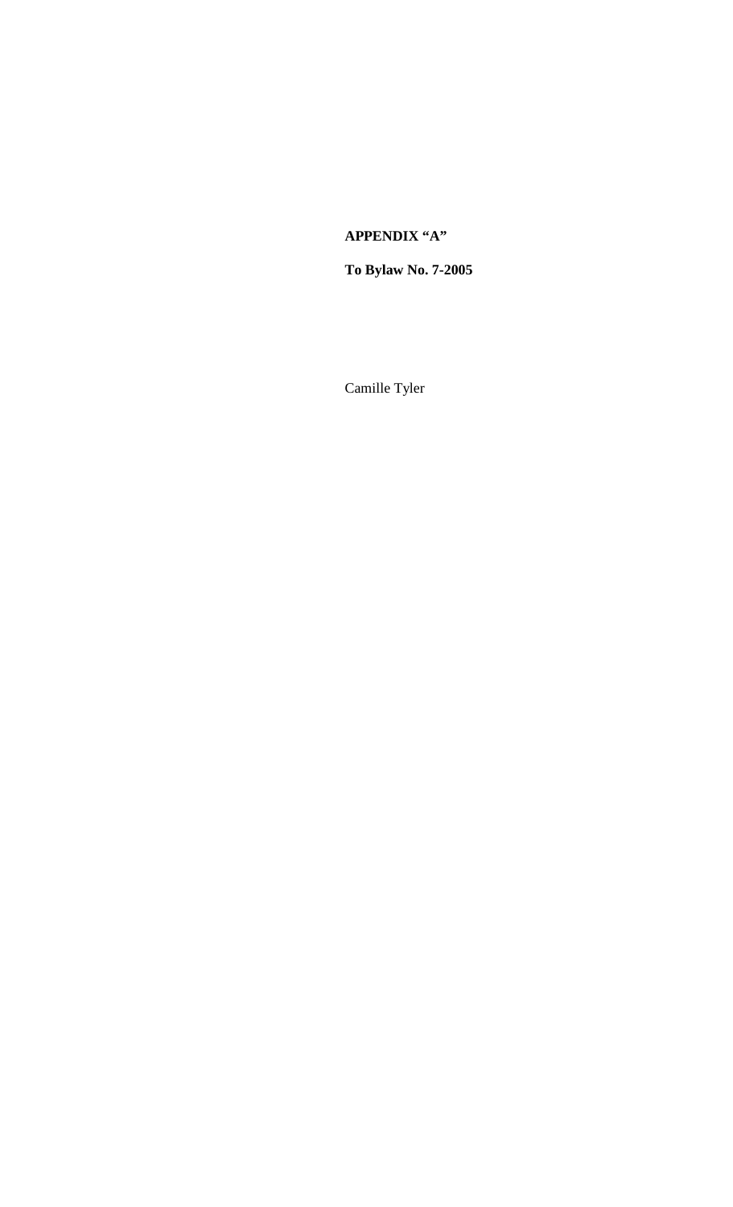**APPENDIX "A"**

**To Bylaw No. 7-2005**

Camille Tyler